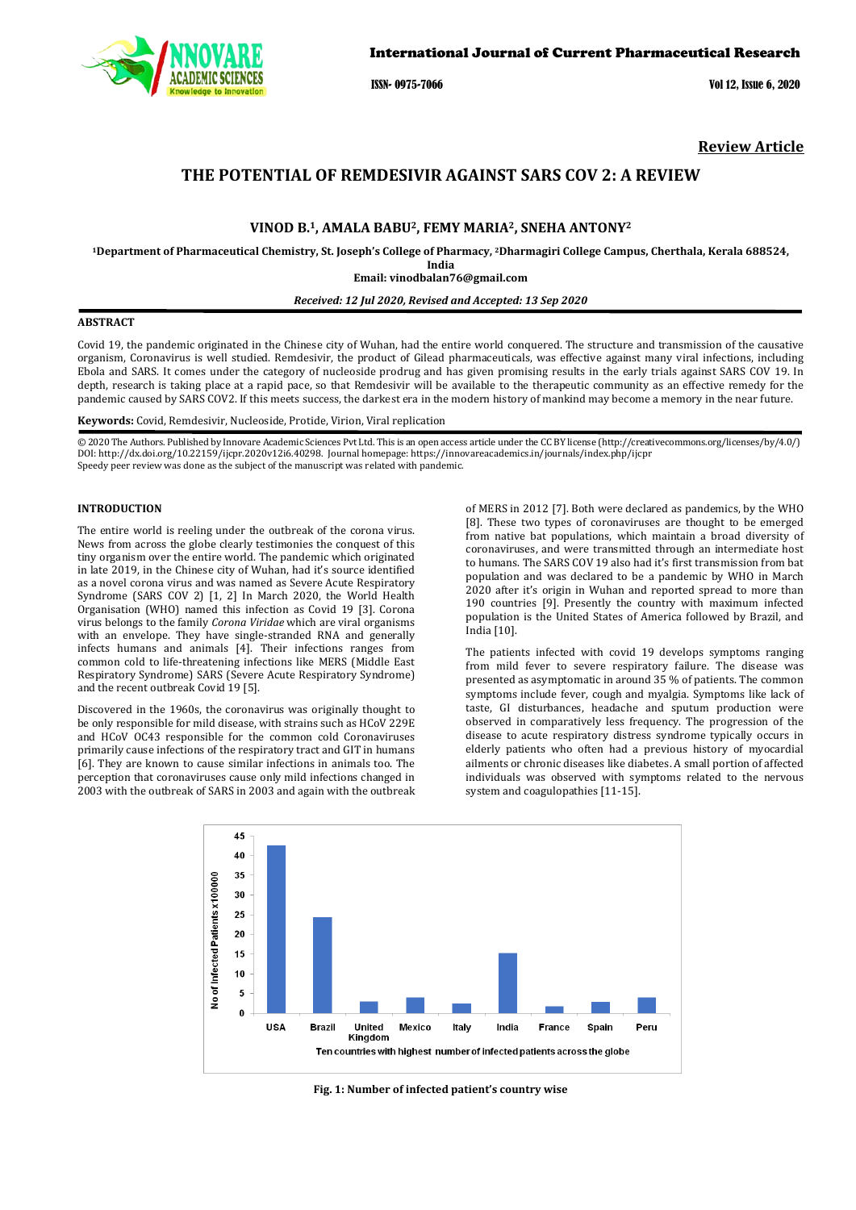International Journal of Current Pharmaceutical Research

ISSN- 0975-7066

**Review Article**

# THE POTENTIAL OF REMDESIVIR AGAINST SARS COV 2: A REVIEW

**VINOD B.[1], AMALA BABU[2], FEMY MARIA[2], SNEHA ANTONY[2]**

**[1]Department of Pharmaceutical Chemistry, St. Joseph's College of Pharmacy, [2]Dharmagiri College Campus, Cherthala, Kerala 688524, India**
**Email: vinodbalan76@gmail.com**

***Received: 12 Jul 2020, Revised and Accepted: 13 Sep 2020***

## ABSTRACT

Covid 19, the pandemic originated in the Chinese city of Wuhan, had the entire world conquered. The structure and transmission of the causative organism, Coronavirus is well studied. Remdesivir, the product of Gilead pharmaceuticals, was effective against many viral infections, including Ebola and SARS. It comes under the category of nucleoside prodrug and has given promising results in the early trials against SARS COV 19. In depth, research is taking place at a rapid pace, so that Remdesivir will be available to the therapeutic community as an effective remedy for the pandemic caused by SARS COV2. If this meets success, the darkest era in the modern history of mankind may become a memory in the near future.

**Keywords:** Covid, Remdesivir, Nucleoside, Protide, Virion, Viral replication

© 2020 The Authors. Published by Innovare Academic Sciences Pvt Ltd. This is an open access article under the CC BY license (http://creativecommons.org/licenses/by/4.0/)
DOI: http://dx.doi.org/10.22159/ijcpr.2020v12i6.40298. Journal homepage: https://innovareacademics.in/journals/index.php/ijcpr
Speedy peer review was done as the subject of the manuscript was related with pandemic.

## INTRODUCTION

The entire world is reeling under the outbreak of the corona virus. News from across the globe clearly testimonies the conquest of this tiny organism over the entire world. The pandemic which originated in late 2019, in the Chinese city of Wuhan, had it's source identified as a novel corona virus and was named as Severe Acute Respiratory Syndrome (SARS COV 2) [1, 2] In March 2020, the World Health Organisation (WHO) named this infection as Covid 19 [3]. Corona virus belongs to the family *Corona Viridae* which are viral organisms with an envelope. They have single-stranded RNA and generally infects humans and animals [4]. Their infections ranges from common cold to life-threatening infections like MERS (Middle East Respiratory Syndrome) SARS (Severe Acute Respiratory Syndrome) and the recent outbreak Covid 19 [5].

Discovered in the 1960s, the coronavirus was originally thought to be only responsible for mild disease, with strains such as HCoV 229E and HCoV OC43 responsible for the common cold Coronaviruses primarily cause infections of the respiratory tract and GIT in humans [6]. They are known to cause similar infections in animals too. The perception that coronaviruses cause only mild infections changed in 2003 with the outbreak of SARS in 2003 and again with the outbreak of MERS in 2012 [7]. Both were declared as pandemics, by the WHO [8]. These two types of coronaviruses are thought to be emerged from native bat populations, which maintain a broad diversity of coronaviruses, and were transmitted through an intermediate host to humans. The SARS COV 19 also had it's first transmission from bat population and was declared to be a pandemic by WHO in March 2020 after it's origin in Wuhan and reported spread to more than 190 countries [9]. Presently the country with maximum infected population is the United States of America followed by Brazil, and India [10].

The patients infected with covid 19 develops symptoms ranging from mild fever to severe respiratory failure. The disease was presented as asymptomatic in around 35 % of patients. The common symptoms include fever, cough and myalgia. Symptoms like lack of taste, GI disturbances, headache and sputum production were observed in comparatively less frequency. The progression of the disease to acute respiratory distress syndrome typically occurs in elderly patients who often had a previous history of myocardial ailments or chronic diseases like diabetes. A small portion of affected individuals was observed with symptoms related to the nervous system and coagulopathies [11-15].

**Fig. 1: Number of infected patient's country wise**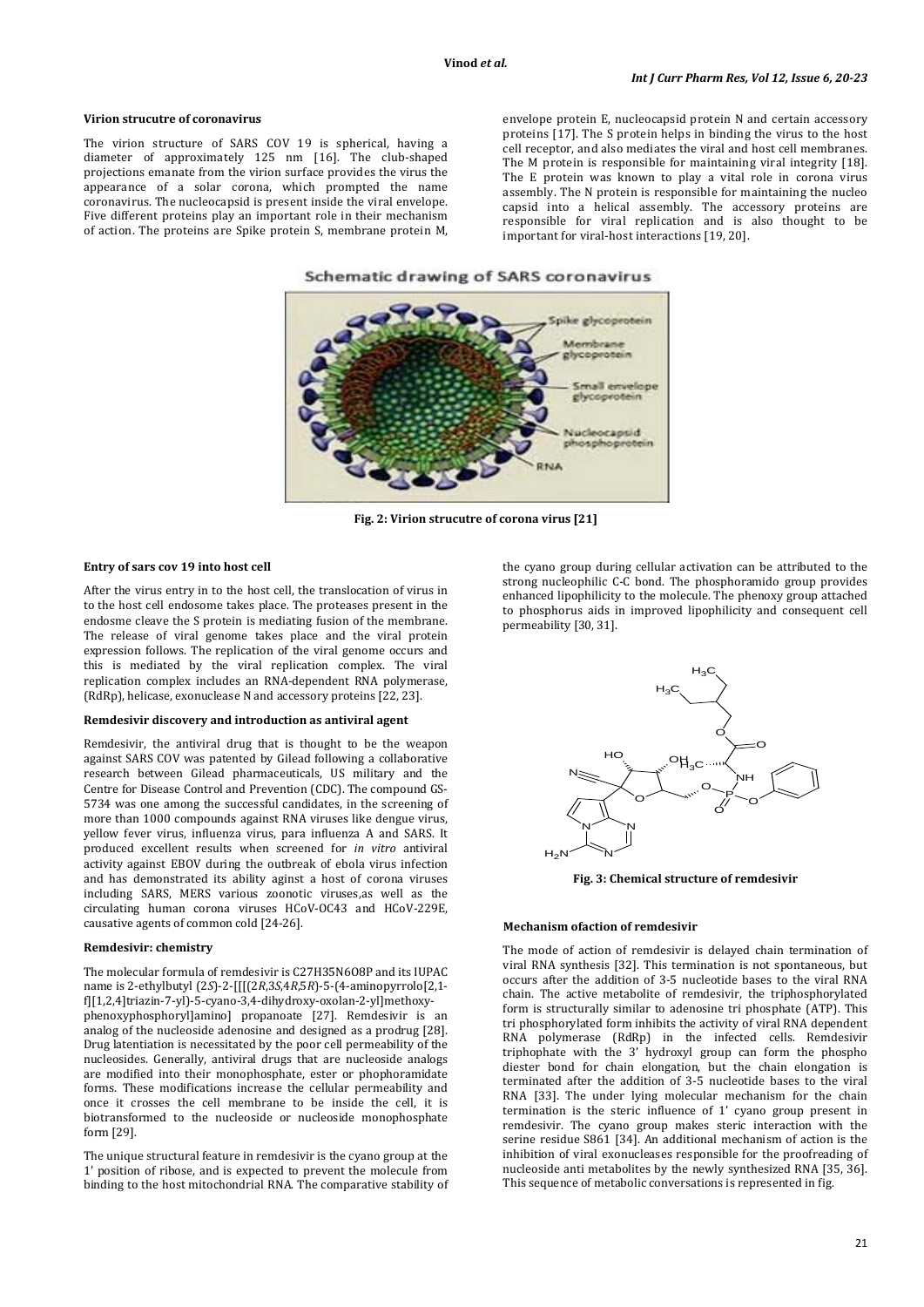### Virion strucutre of coronavirus

The virion structure of SARS COV 19 is spherical, having a diameter of approximately 125 nm [16]. The club-shaped projections emanate from the virion surface provides the virus the appearance of a solar corona, which prompted the name coronavirus. The nucleocapsid is present inside the viral envelope. Five different proteins play an important role in their mechanism of action. The proteins are Spike protein S, membrane protein M, envelope protein E, nucleocapsid protein N and certain accessory proteins [17]. The S protein helps in binding the virus to the host cell receptor, and also mediates the viral and host cell membranes. The M protein is responsible for maintaining viral integrity [18]. The E protein was known to play a vital role in corona virus assembly. The N protein is responsible for maintaining the nucleo capsid into a helical assembly. The accessory proteins are responsible for viral replication and is also thought to be important for viral-host interactions [19, 20].

**Fig. 2: Virion strucutre of corona virus [21]**

### Entry of sars cov 19 into host cell

After the virus entry in to the host cell, the translocation of virus in to the host cell endosome takes place. The proteases present in the endosme cleave the S protein is mediating fusion of the membrane. The release of viral genome takes place and the viral protein expression follows. The replication of the viral genome occurs and this is mediated by the viral replication complex. The viral replication complex includes an RNA-dependent RNA polymerase, (RdRp), helicase, exonuclease N and accessory proteins [22, 23].

### Remdesivir discovery and introduction as antiviral agent

Remdesivir, the antiviral drug that is thought to be the weapon against SARS COV was patented by Gilead following a collaborative research between Gilead pharmaceuticals, US military and the Centre for Disease Control and Prevention (CDC). The compound GS-5734 was one among the successful candidates, in the screening of more than 1000 compounds against RNA viruses like dengue virus, yellow fever virus, influenza virus, para influenza A and SARS. It produced excellent results when screened for *in vitro* antiviral activity against EBOV during the outbreak of ebola virus infection and has demonstrated its ability aginst a host of corona viruses including SARS, MERS various zoonotic viruses,as well as the circulating human corona viruses HCoV-OC43 and HCoV-229E, causative agents of common cold [24-26].

### Remdesivir: chemistry

The molecular formula of remdesivir is $C_{27}H_{35}N_6O_8P$ and its IUPAC name is 2-ethylbutyl (2*S*)-2-[[[(2*R*,3*S*,4*R*,5*R*)-5-(4-aminopyrrolo[2,1-f][1,2,4]triazin-7-yl)-5-cyano-3,4-dihydroxy-oxolan-2-yl]methoxy-phenoxyphosphoryl]amino] propanoate [27]. Remdesivir is an analog of the nucleoside adenosine and designed as a prodrug [28]. Drug latentiation is necessitated by the poor cell permeability of the nucleosides. Generally, antiviral drugs that are nucleoside analogs are modified into their monophosphate, ester or phophoramidate forms. These modifications increase the cellular permeability and once it crosses the cell membrane to be inside the cell, it is biotransformed to the nucleoside or nucleoside monophosphate form [29].

The unique structural feature in remdesivir is the cyano group at the 1' position of ribose, and is expected to prevent the molecule from binding to the host mitochondrial RNA. The comparative stability of the cyano group during cellular activation can be attributed to the strong nucleophilic C-C bond. The phosphoramido group provides enhanced lipophilicity to the molecule. The phenoxy group attached to phosphorus aids in improved lipophilicity and consequent cell permeability [30, 31].

**Fig. 3: Chemical structure of remdesivir**

### Mechanism ofaction of remdesivir

The mode of action of remdesivir is delayed chain termination of viral RNA synthesis [32]. This termination is not spontaneous, but occurs after the addition of 3-5 nucleotide bases to the viral RNA chain. The active metabolite of remdesivir, the triphosphorylated form is structurally similar to adenosine tri phosphate (ATP). This tri phosphorylated form inhibits the activity of viral RNA dependent RNA polymerase (RdRp) in the infected cells. Remdesivir triphophate with the 3' hydroxyl group can form the phospho diester bond for chain elongation, but the chain elongation is terminated after the addition of 3-5 nucleotide bases to the viral RNA [33]. The under lying molecular mechanism for the chain termination is the steric influence of 1' cyano group present in remdesivir. The cyano group makes steric interaction with the serine residue S861 [34]. An additional mechanism of action is the inhibition of viral exonucleases responsible for the proofreading of nucleoside anti metabolites by the newly synthesized RNA [35, 36]. This sequence of metabolic conversations is represented in fig.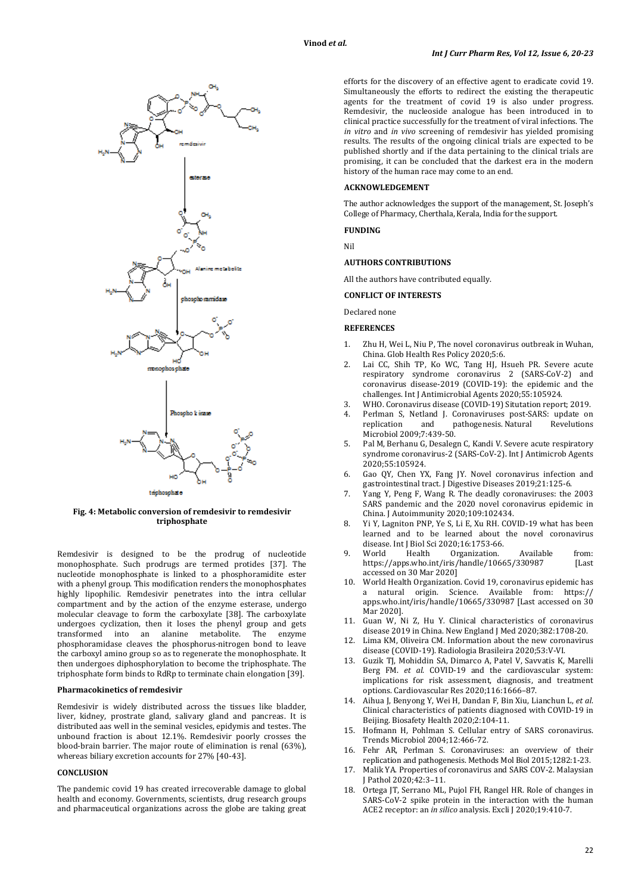Fig. 4: Metabolic conversion of remdesivir to remdesivir triphosphate

Remdesivir is designed to be the prodrug of nucleotide monophosphate. Such prodrugs are termed protides [37]. The nucleotide monophosphate is linked to a phosphoramidite ester with a phenyl group. This modification renders the monophosphates highly lipophilic. Remdesivir penetrates into the intra cellular compartment and by the action of the enzyme esterase, undergo molecular cleavage to form the carboxylate [38]. The carboxylate undergoes cyclization, then it loses the phenyl group and gets transformed into an alanine metabolite. The enzyme phosphoramidase cleaves the phosphorus-nitrogen bond to leave the carboxyl amino group so as to regenerate the monophosphate. It then undergoes diphosphorylation to become the triphosphate. The triphosphate form binds to RdRp to terminate chain elongation [39].

### Pharmacokinetics of remdesivir

Remdesivir is widely distributed across the tissues like bladder, liver, kidney, prostrate gland, salivary gland and pancreas. It is distributed aas well in the seminal vesicles, epidymis and testes. The unbound fraction is about 12.1%. Remdesivir poorly crosses the blood-brain barrier. The major route of elimination is renal (63%), whereas biliary excretion accounts for 27% [40-43].

## CONCLUSION

The pandemic covid 19 has created irrecoverable damage to global health and economy. Governments, scientists, drug research groups and pharmaceutical organizations across the globe are taking great efforts for the discovery of an effective agent to eradicate covid 19. Simultaneously the efforts to redirect the existing the therapeutic agents for the treatment of covid 19 is also under progress. Remdesivir, the nucleoside analogue has been introduced in to clinical practice successfully for the treatment of viral infections. The *in vitro* and *in vivo* screening of remdesivir has yielded promising results. The results of the ongoing clinical trials are expected to be published shortly and if the data pertaining to the clinical trials are promising, it can be concluded that the darkest era in the modern history of the human race may come to an end.

## ACKNOWLEDGEMENT

The author acknowledges the support of the management, St. Joseph's College of Pharmacy, Cherthala, Kerala, India for the support.

## FUNDING

Nil

## AUTHORS CONTRIBUTIONS

All the authors have contributed equally.

## CONFLICT OF INTERESTS

Declared none

## REFERENCES

1. Zhu H, Wei L, Niu P, The novel coronavirus outbreak in Wuhan, China. Glob Health Res Policy 2020;5:6.
2. Lai CC, Shih TP, Ko WC, Tang HJ, Hsueh PR. Severe acute respiratory syndrome coronavirus 2 (SARS-CoV-2) and coronavirus disease-2019 (COVID-19): the epidemic and the challenges. Int J Antimicrobial Agents 2020;55:105924.
3. WHO. Coronavirus disease (COVID-19) Situtation report; 2019.
4. Perlman S, Netland J. Coronaviruses post-SARS: update on replication and pathogenesis. Natural Revelutions Microbiol 2009;7:439-50.
5. Pal M, Berhanu G, Desalegn C, Kandi V. Severe acute respiratory syndrome coronavirus-2 (SARS-CoV-2). Int J Antimicrob Agents 2020;55:105924.
6. Gao QY, Chen YX, Fang JY. Novel coronavirus infection and gastrointestinal tract. J Digestive Diseases 2019;21:125-6.
7. Yang Y, Peng F, Wang R. The deadly coronaviruses: the 2003 SARS pandemic and the 2020 novel coronavirus epidemic in China. J Autoimmunity 2020;109:102434.
8. Yi Y, Lagniton PNP, Ye S, Li E, Xu RH. COVID-19 what has been learned and to be learned about the novel coronavirus disease. Int J Biol Sci 2020;16:1753-66.
9. World Health Organization. Available from: https://apps.who.int/iris/handle/10665/330987 [Last accessed on 30 Mar 2020]
10. World Health Organization. Covid 19, coronavirus epidemic has a natural origin. Science. Available from: https:// apps.who.int/iris/handle/10665/330987 [Last accessed on 30 Mar 2020].
11. Guan W, Ni Z, Hu Y. Clinical characteristics of coronavirus disease 2019 in China. New England J Med 2020;382:1708-20.
12. Lima KM, Oliveira CM. Information about the new coronavirus disease (COVID-19). Radiologia Brasileira 2020;53:V-VI.
13. Guzik TJ, Mohiddin SA, Dimarco A, Patel V, Savvatis K, Marelli Berg FM. *et al.* COVID-19 and the cardiovascular system: implications for risk assessment, diagnosis, and treatment options. Cardiovascular Res 2020;116:1666–87.
14. Aihua J, Benyong Y, Wei H, Dandan F, Bin Xiu, Lianchun L, *et al.* Clinical characteristics of patients diagnosed with COVID-19 in Beijing. Biosafety Health 2020;2:104-11.
15. Hofmann H, Pohlman S. Cellular entry of SARS coronavirus. Trends Microbiol 2004;12:466-72.
16. Fehr AR, Perlman S. Coronaviruses: an overview of their replication and pathogenesis. Methods Mol Biol 2015;1282:1-23.
17. Malik YA. Properties of coronavirus and SARS COV-2. Malaysian J Pathol 2020;42:3–11.
18. Ortega JT, Serrano ML, Pujol FH, Rangel HR. Role of changes in SARS-CoV-2 spike protein in the interaction with the human ACE2 receptor: an *in silico* analysis. Excli J 2020;19:410-7.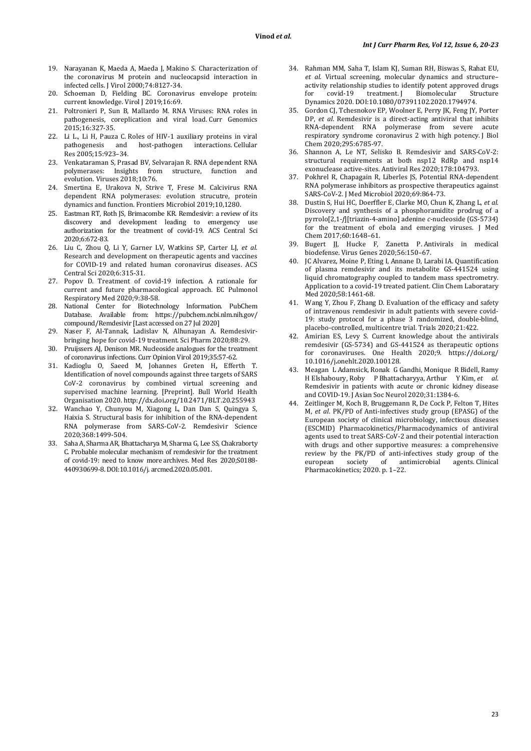19. Narayanan K, Maeda A, Maeda J, Makino S. Characterization of the coronavirus M protein and nucleocapsid interaction in infected cells. J Virol 2000;74:8127-34.
20. Schoeman D, Fielding BC. Coronavirus envelope protein: current knowledge. Virol J 2019;16:69.
21. Poltronieri P, Sun B, Mallardo M. RNA Viruses: RNA roles in pathogenesis, coreplication and viral load. Curr Genomics 2015;16:327-35.
22. Li L., Li H, Pauza C. Roles of HIV-1 auxiliary proteins in viral pathogenesis and host-pathogen interactions. Cellular Res 2005;15:923–34.
23. Venkataraman S, Prasad BV, Selvarajan R. RNA dependent RNA polymerases: Insights from structure, function and evolution. Viruses 2018;10:76.
24. Smertina E, Urakova N, Strive T, Frese M. Calcivirus RNA dependent RNA polymerases: evolution strucutre, protein dynamics and function. Frontiers Microbiol 2019;10,1280.
25. Eastman RT, Roth JS, Brimacombe KR. Remdesivir: a review of its discovery and development leading to emergency use authorization for the treatment of covid-19. ACS Central Sci 2020;6:672-83.
26. Liu C, Zhou Q, Li Y, Garner LV, Watkins SP, Carter LJ, *et al.* Research and development on therapeutic agents and vaccines for COVID-19 and related human coronavirus diseases. ACS Central Sci 2020;6:315-31.
27. Popov D. Treatment of covid-19 infection. A rationale for current and future pharmacological approach. EC Pulmonol Respiratory Med 2020;9:38-58.
28. National Center for Biotechnology Information. PubChem Database. Available from: https://pubchem.ncbi.nlm.nih.gov/compound/Remdesivir [Last accessed on 27 Jul 2020]
29. Naser F, Al-Tannak, Ladislav N, Alhunayan A. Remdesivir-bringing hope for covid-19 treatment. Sci Pharm 2020;88:29.
30. Pruijssers AJ, Denison MR. Nucleoside analogues for the treatment of coronavirus infections. Curr Opinion Virol 2019;35:57-62.
31. Kadioglu O, Saeed M, Johannes Greten H, Efferth T. Identification of novel compounds against three targets of SARS CoV-2 coronavirus by combined virtual screening and supervised machine learning. [Preprint]. Bull World Health Organisation 2020. http://dx.doi.org/10.2471/BLT.20.255943
32. Wanchao Y, Chunyou M, Xiagong L, Dan Dan S, Quingya S, Haixia S. Structural basis for inhibition of the RNA-dependent RNA polymerase from SARS-CoV-2. Remdesivir Science 2020;368:1499-504.
33. Saha A, Sharma AR, Bhattacharya M, Sharma G, Lee SS, Chakraborty C. Probable molecular mechanism of remdesivir for the treatment of covid-19: need to know more archives. Med Res 2020;S0188-440930699-8. DOI:10.1016/j. arcmed.2020.05.001.
34. Rahman MM, Saha T, Islam KJ, Suman RH, Biswas S, Rahat EU, *et al.* Virtual screening, molecular dynamics and structure–activity relationship studies to identify potent approved drugs for covid-19 treatment. J Biomolecular Structure Dynamics 2020. DOI:10.1080/07391102.2020.1794974.
35. Gordon CJ, Tchesnokov EP, Woolner E, Perry JK, Feng JY, Porter DP, *et al.* Remdesivir is a direct-acting antiviral that inhibits RNA-dependent RNA polymerase from severe acute respiratory syndrome coronavirus 2 with high potency. J Biol Chem 2020;295:6785-97.
36. Shannon A, Le NT, Selisko B. Remdesivir and SARS-CoV-2: structural requirements at both nsp12 RdRp and nsp14 exonuclease active-sites. Antiviral Res 2020;178:104793.
37. Pokhrel R, Chapagain R, Liberles JS, Potential RNA-dependent RNA polymerase inhibitors as prospective therapeutics against SARS-CoV-2. J Med Microbiol 2020;69:864-73.
38. Dustin S, Hui HC, Doerffler E, Clarke MO, Chun K, Zhang L, *et al.* Discovery and synthesis of a phosphoramidite prodrug of a pyrrolo[2,1-*f*][triazin-4-amino] adenine *c*-nucleoside (GS-5734) for the treatment of ebola and emerging viruses. J Med Chem 2017;60:1648–61.
39. Bugert JJ, Hucke F, Zanetta P. Antivirals in medical biodefense. Virus Genes 2020;56:150–67.
40. JC Alvarez, Moine P, Eting I, Annane D, Larabi IA. Quantification of plasma remdesivir and its metabolite GS-441524 using liquid chromatography coupled to tandem mass spectrometry. Application to a covid-19 treated patient. Clin Chem Laboratary Med 2020;58:1461-68.
41. Wang Y, Zhou F, Zhang D. Evaluation of the efficacy and safety of intravenous remdesivir in adult patients with severe covid-19: study protocol for a phase 3 randomized, double-blind, placebo-controlled, multicentre trial. Trials 2020;21:422.
42. Amirian ES, Levy S. Current knowledge about the antivirals remdesivir (GS-5734) and GS-441524 as therapeutic options for coronaviruses. One Health 2020;9. https://doi.org/10.1016/j.onehlt.2020.100128.
43. Meagan L Adamsick, Ronak G Gandhi, Monique R Bidell, Ramy H Elshaboury, Roby P Bhattacharyya, Arthur Y Kim, *et al.* Remdesivir in patients with acute or chronic kidney disease and COVID-19. J Asian Soc Neurol 2020;31:1384-6.
44. Zeitlinger M, Koch B, Bruggemann R, De Cock P, Felton T, Hites M, *et al.* PK/PD of Anti-infectives study group (EPASG) of the European society of clinical microbiology, infectious diseases (ESCMID) Pharmacokinetics/Pharmacodynamics of antiviral agents used to treat SARS-CoV-2 and their potential interaction with drugs and other supportive measures: a comprehensive review by the PK/PD of anti-infectives study group of the european society of antimicrobial agents. Clinical Pharmacokinetics; 2020. p. 1–22.